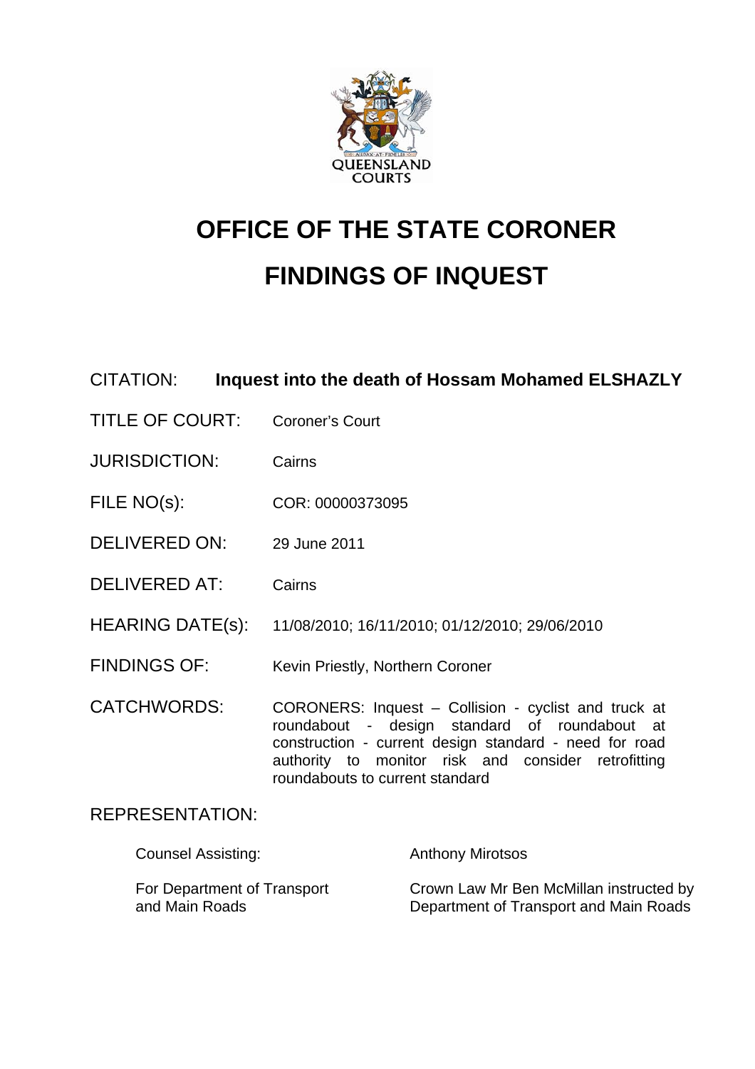QUEENSLAND COURTS

# OFFICE OF THE STATE CORONER

# FINDINGS OF INQUEST

CITATION: **Inquest into the death of Hossam Mohamed ELSHAZLY**

TITLE OF COURT: Coroner's Court

JURISDICTION: Cairns

FILE NO(s): COR: 00000373095

DELIVERED ON: 29 June 2011

DELIVERED AT: Cairns

HEARING DATE(s): 11/08/2010; 16/11/2010; 01/12/2010; 29/06/2010

FINDINGS OF: Kevin Priestly, Northern Coroner

CATCHWORDS: CORONERS: Inquest – Collision - cyclist and truck at roundabout - design standard of roundabout at construction - current design standard - need for road authority to monitor risk and consider retrofitting roundabouts to current standard

REPRESENTATION:

| | |
|---|---|
| Counsel Assisting: | Anthony Mirotsos |
| For Department of Transport and Main Roads | Crown Law Mr Ben McMillan instructed by Department of Transport and Main Roads |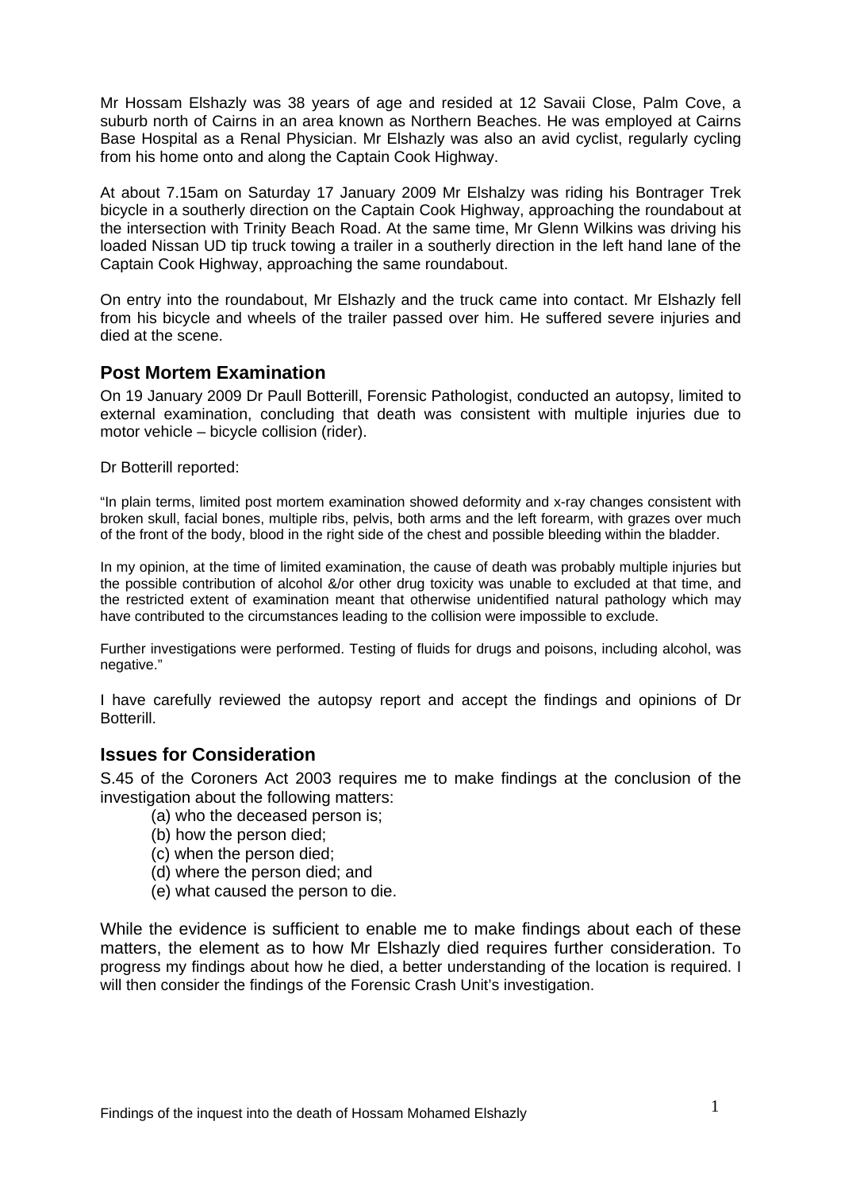Mr Hossam Elshazly was 38 years of age and resided at 12 Savaii Close, Palm Cove, a suburb north of Cairns in an area known as Northern Beaches. He was employed at Cairns Base Hospital as a Renal Physician. Mr Elshazly was also an avid cyclist, regularly cycling from his home onto and along the Captain Cook Highway.

At about 7.15am on Saturday 17 January 2009 Mr Elshalzy was riding his Bontrager Trek bicycle in a southerly direction on the Captain Cook Highway, approaching the roundabout at the intersection with Trinity Beach Road. At the same time, Mr Glenn Wilkins was driving his loaded Nissan UD tip truck towing a trailer in a southerly direction in the left hand lane of the Captain Cook Highway, approaching the same roundabout.

On entry into the roundabout, Mr Elshazly and the truck came into contact. Mr Elshazly fell from his bicycle and wheels of the trailer passed over him. He suffered severe injuries and died at the scene.

## Post Mortem Examination

On 19 January 2009 Dr Paull Botterill, Forensic Pathologist, conducted an autopsy, limited to external examination, concluding that death was consistent with multiple injuries due to motor vehicle – bicycle collision (rider).

Dr Botterill reported:

"In plain terms, limited post mortem examination showed deformity and x-ray changes consistent with broken skull, facial bones, multiple ribs, pelvis, both arms and the left forearm, with grazes over much of the front of the body, blood in the right side of the chest and possible bleeding within the bladder.

In my opinion, at the time of limited examination, the cause of death was probably multiple injuries but the possible contribution of alcohol &/or other drug toxicity was unable to excluded at that time, and the restricted extent of examination meant that otherwise unidentified natural pathology which may have contributed to the circumstances leading to the collision were impossible to exclude.

Further investigations were performed. Testing of fluids for drugs and poisons, including alcohol, was negative."

I have carefully reviewed the autopsy report and accept the findings and opinions of Dr Botterill.

## Issues for Consideration

S.45 of the Coroners Act 2003 requires me to make findings at the conclusion of the investigation about the following matters:

(a) who the deceased person is;
(b) how the person died;
(c) when the person died;
(d) where the person died; and
(e) what caused the person to die.

While the evidence is sufficient to enable me to make findings about each of these matters, the element as to how Mr Elshazly died requires further consideration. To progress my findings about how he died, a better understanding of the location is required. I will then consider the findings of the Forensic Crash Unit's investigation.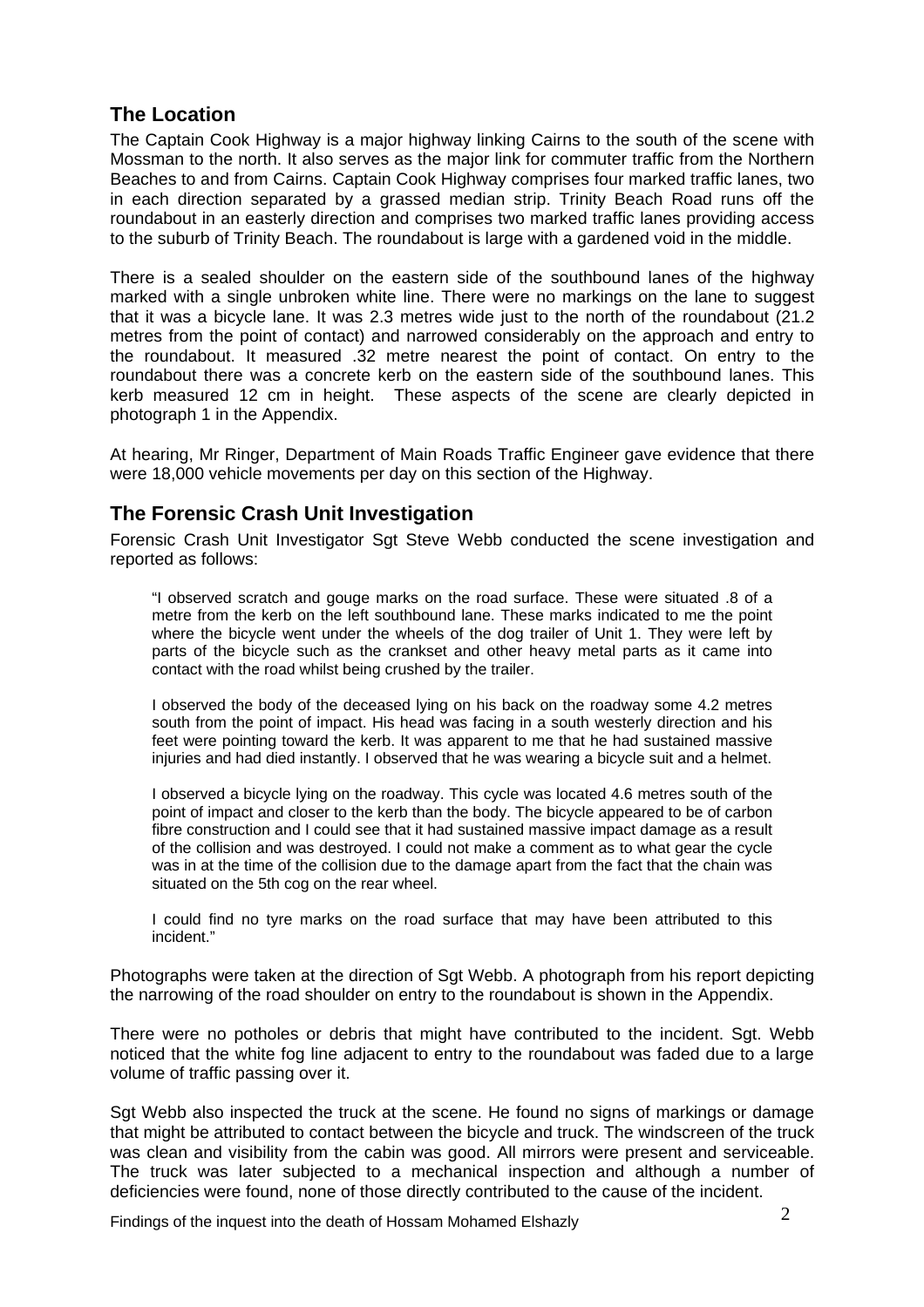## The Location

The Captain Cook Highway is a major highway linking Cairns to the south of the scene with Mossman to the north. It also serves as the major link for commuter traffic from the Northern Beaches to and from Cairns. Captain Cook Highway comprises four marked traffic lanes, two in each direction separated by a grassed median strip. Trinity Beach Road runs off the roundabout in an easterly direction and comprises two marked traffic lanes providing access to the suburb of Trinity Beach. The roundabout is large with a gardened void in the middle.

There is a sealed shoulder on the eastern side of the southbound lanes of the highway marked with a single unbroken white line. There were no markings on the lane to suggest that it was a bicycle lane. It was 2.3 metres wide just to the north of the roundabout (21.2 metres from the point of contact) and narrowed considerably on the approach and entry to the roundabout. It measured .32 metre nearest the point of contact. On entry to the roundabout there was a concrete kerb on the eastern side of the southbound lanes. This kerb measured 12 cm in height. These aspects of the scene are clearly depicted in photograph 1 in the Appendix.

At hearing, Mr Ringer, Department of Main Roads Traffic Engineer gave evidence that there were 18,000 vehicle movements per day on this section of the Highway.

## The Forensic Crash Unit Investigation

Forensic Crash Unit Investigator Sgt Steve Webb conducted the scene investigation and reported as follows:

> "I observed scratch and gouge marks on the road surface. These were situated .8 of a metre from the kerb on the left southbound lane. These marks indicated to me the point where the bicycle went under the wheels of the dog trailer of Unit 1. They were left by parts of the bicycle such as the crankset and other heavy metal parts as it came into contact with the road whilst being crushed by the trailer.
>
> I observed the body of the deceased lying on his back on the roadway some 4.2 metres south from the point of impact. His head was facing in a south westerly direction and his feet were pointing toward the kerb. It was apparent to me that he had sustained massive injuries and had died instantly. I observed that he was wearing a bicycle suit and a helmet.
>
> I observed a bicycle lying on the roadway. This cycle was located 4.6 metres south of the point of impact and closer to the kerb than the body. The bicycle appeared to be of carbon fibre construction and I could see that it had sustained massive impact damage as a result of the collision and was destroyed. I could not make a comment as to what gear the cycle was in at the time of the collision due to the damage apart from the fact that the chain was situated on the 5th cog on the rear wheel.
>
> I could find no tyre marks on the road surface that may have been attributed to this incident."

Photographs were taken at the direction of Sgt Webb. A photograph from his report depicting the narrowing of the road shoulder on entry to the roundabout is shown in the Appendix.

There were no potholes or debris that might have contributed to the incident. Sgt. Webb noticed that the white fog line adjacent to entry to the roundabout was faded due to a large volume of traffic passing over it.

Sgt Webb also inspected the truck at the scene. He found no signs of markings or damage that might be attributed to contact between the bicycle and truck. The windscreen of the truck was clean and visibility from the cabin was good. All mirrors were present and serviceable. The truck was later subjected to a mechanical inspection and although a number of deficiencies were found, none of those directly contributed to the cause of the incident.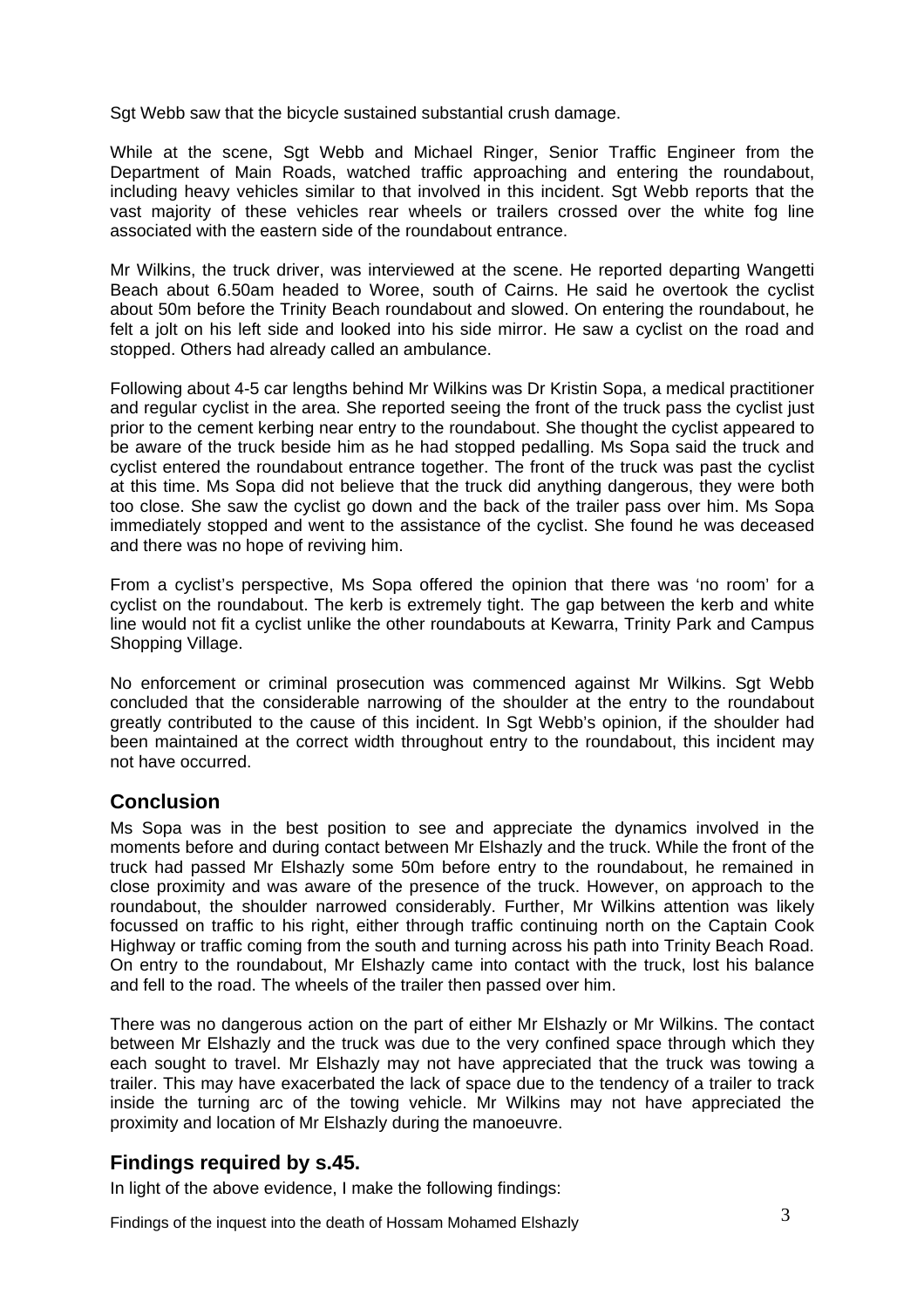Sgt Webb saw that the bicycle sustained substantial crush damage.

While at the scene, Sgt Webb and Michael Ringer, Senior Traffic Engineer from the Department of Main Roads, watched traffic approaching and entering the roundabout, including heavy vehicles similar to that involved in this incident. Sgt Webb reports that the vast majority of these vehicles rear wheels or trailers crossed over the white fog line associated with the eastern side of the roundabout entrance.

Mr Wilkins, the truck driver, was interviewed at the scene. He reported departing Wangetti Beach about 6.50am headed to Woree, south of Cairns. He said he overtook the cyclist about 50m before the Trinity Beach roundabout and slowed. On entering the roundabout, he felt a jolt on his left side and looked into his side mirror. He saw a cyclist on the road and stopped. Others had already called an ambulance.

Following about 4-5 car lengths behind Mr Wilkins was Dr Kristin Sopa, a medical practitioner and regular cyclist in the area. She reported seeing the front of the truck pass the cyclist just prior to the cement kerbing near entry to the roundabout. She thought the cyclist appeared to be aware of the truck beside him as he had stopped pedalling. Ms Sopa said the truck and cyclist entered the roundabout entrance together. The front of the truck was past the cyclist at this time. Ms Sopa did not believe that the truck did anything dangerous, they were both too close. She saw the cyclist go down and the back of the trailer pass over him. Ms Sopa immediately stopped and went to the assistance of the cyclist. She found he was deceased and there was no hope of reviving him.

From a cyclist's perspective, Ms Sopa offered the opinion that there was 'no room' for a cyclist on the roundabout. The kerb is extremely tight. The gap between the kerb and white line would not fit a cyclist unlike the other roundabouts at Kewarra, Trinity Park and Campus Shopping Village.

No enforcement or criminal prosecution was commenced against Mr Wilkins. Sgt Webb concluded that the considerable narrowing of the shoulder at the entry to the roundabout greatly contributed to the cause of this incident. In Sgt Webb's opinion, if the shoulder had been maintained at the correct width throughout entry to the roundabout, this incident may not have occurred.

## Conclusion

Ms Sopa was in the best position to see and appreciate the dynamics involved in the moments before and during contact between Mr Elshazly and the truck. While the front of the truck had passed Mr Elshazly some 50m before entry to the roundabout, he remained in close proximity and was aware of the presence of the truck. However, on approach to the roundabout, the shoulder narrowed considerably. Further, Mr Wilkins attention was likely focussed on traffic to his right, either through traffic continuing north on the Captain Cook Highway or traffic coming from the south and turning across his path into Trinity Beach Road. On entry to the roundabout, Mr Elshazly came into contact with the truck, lost his balance and fell to the road. The wheels of the trailer then passed over him.

There was no dangerous action on the part of either Mr Elshazly or Mr Wilkins. The contact between Mr Elshazly and the truck was due to the very confined space through which they each sought to travel. Mr Elshazly may not have appreciated that the truck was towing a trailer. This may have exacerbated the lack of space due to the tendency of a trailer to track inside the turning arc of the towing vehicle. Mr Wilkins may not have appreciated the proximity and location of Mr Elshazly during the manoeuvre.

## Findings required by s.45.

In light of the above evidence, I make the following findings: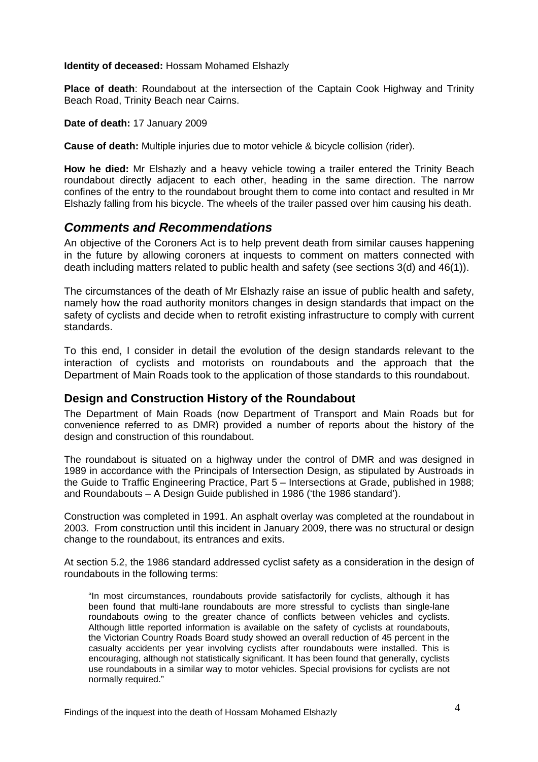**Identity of deceased:** Hossam Mohamed Elshazly

**Place of death**: Roundabout at the intersection of the Captain Cook Highway and Trinity Beach Road, Trinity Beach near Cairns.

**Date of death:** 17 January 2009

**Cause of death:** Multiple injuries due to motor vehicle & bicycle collision (rider).

**How he died:** Mr Elshazly and a heavy vehicle towing a trailer entered the Trinity Beach roundabout directly adjacent to each other, heading in the same direction. The narrow confines of the entry to the roundabout brought them to come into contact and resulted in Mr Elshazly falling from his bicycle. The wheels of the trailer passed over him causing his death.

## *Comments and Recommendations*

An objective of the Coroners Act is to help prevent death from similar causes happening in the future by allowing coroners at inquests to comment on matters connected with death including matters related to public health and safety (see sections 3(d) and 46(1)).

The circumstances of the death of Mr Elshazly raise an issue of public health and safety, namely how the road authority monitors changes in design standards that impact on the safety of cyclists and decide when to retrofit existing infrastructure to comply with current standards.

To this end, I consider in detail the evolution of the design standards relevant to the interaction of cyclists and motorists on roundabouts and the approach that the Department of Main Roads took to the application of those standards to this roundabout.

### Design and Construction History of the Roundabout

The Department of Main Roads (now Department of Transport and Main Roads but for convenience referred to as DMR) provided a number of reports about the history of the design and construction of this roundabout.

The roundabout is situated on a highway under the control of DMR and was designed in 1989 in accordance with the Principals of Intersection Design, as stipulated by Austroads in the Guide to Traffic Engineering Practice, Part 5 – Intersections at Grade, published in 1988; and Roundabouts – A Design Guide published in 1986 ('the 1986 standard').

Construction was completed in 1991. An asphalt overlay was completed at the roundabout in 2003. From construction until this incident in January 2009, there was no structural or design change to the roundabout, its entrances and exits.

At section 5.2, the 1986 standard addressed cyclist safety as a consideration in the design of roundabouts in the following terms:

> "In most circumstances, roundabouts provide satisfactorily for cyclists, although it has been found that multi-lane roundabouts are more stressful to cyclists than single-lane roundabouts owing to the greater chance of conflicts between vehicles and cyclists. Although little reported information is available on the safety of cyclists at roundabouts, the Victorian Country Roads Board study showed an overall reduction of 45 percent in the casualty accidents per year involving cyclists after roundabouts were installed. This is encouraging, although not statistically significant. It has been found that generally, cyclists use roundabouts in a similar way to motor vehicles. Special provisions for cyclists are not normally required."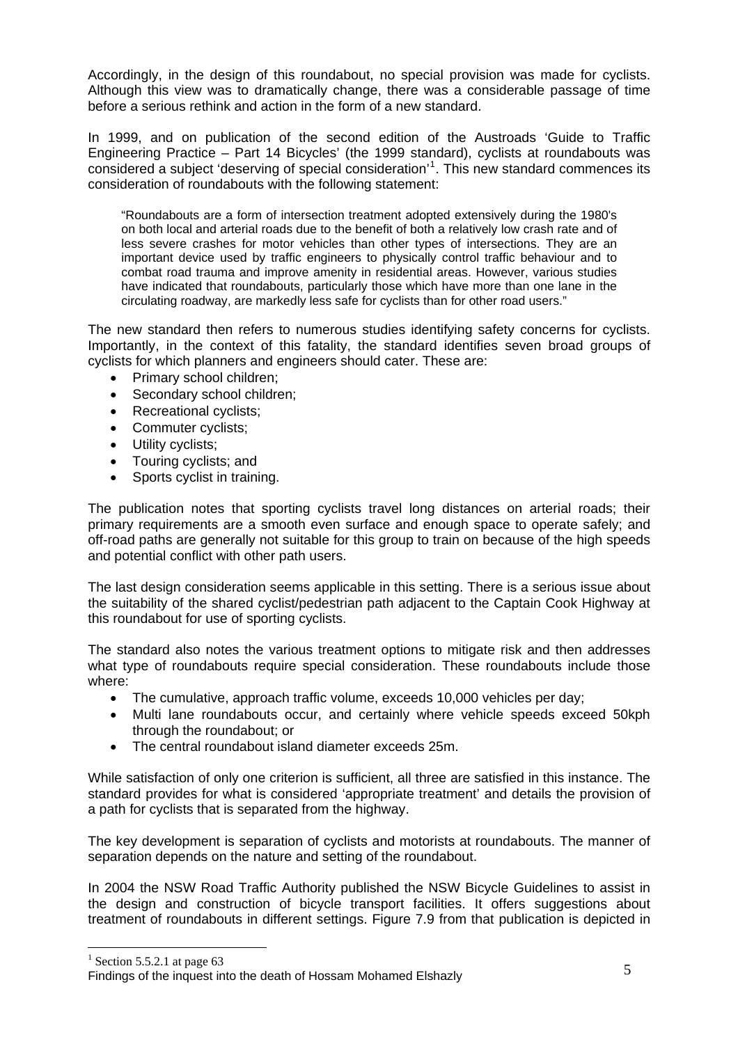Accordingly, in the design of this roundabout, no special provision was made for cyclists. Although this view was to dramatically change, there was a considerable passage of time before a serious rethink and action in the form of a new standard.

In 1999, and on publication of the second edition of the Austroads 'Guide to Traffic Engineering Practice – Part 14 Bicycles' (the 1999 standard), cyclists at roundabouts was considered a subject 'deserving of special consideration'[1]. This new standard commences its consideration of roundabouts with the following statement:

> "Roundabouts are a form of intersection treatment adopted extensively during the 1980's on both local and arterial roads due to the benefit of both a relatively low crash rate and of less severe crashes for motor vehicles than other types of intersections. They are an important device used by traffic engineers to physically control traffic behaviour and to combat road trauma and improve amenity in residential areas. However, various studies have indicated that roundabouts, particularly those which have more than one lane in the circulating roadway, are markedly less safe for cyclists than for other road users."

The new standard then refers to numerous studies identifying safety concerns for cyclists. Importantly, in the context of this fatality, the standard identifies seven broad groups of cyclists for which planners and engineers should cater. These are:

- Primary school children;
- Secondary school children;
- Recreational cyclists;
- Commuter cyclists;
- Utility cyclists;
- Touring cyclists; and
- Sports cyclist in training.

The publication notes that sporting cyclists travel long distances on arterial roads; their primary requirements are a smooth even surface and enough space to operate safely; and off-road paths are generally not suitable for this group to train on because of the high speeds and potential conflict with other path users.

The last design consideration seems applicable in this setting. There is a serious issue about the suitability of the shared cyclist/pedestrian path adjacent to the Captain Cook Highway at this roundabout for use of sporting cyclists.

The standard also notes the various treatment options to mitigate risk and then addresses what type of roundabouts require special consideration. These roundabouts include those where:

- The cumulative, approach traffic volume, exceeds 10,000 vehicles per day;
- Multi lane roundabouts occur, and certainly where vehicle speeds exceed 50kph through the roundabout; or
- The central roundabout island diameter exceeds 25m.

While satisfaction of only one criterion is sufficient, all three are satisfied in this instance. The standard provides for what is considered 'appropriate treatment' and details the provision of a path for cyclists that is separated from the highway.

The key development is separation of cyclists and motorists at roundabouts. The manner of separation depends on the nature and setting of the roundabout.

In 2004 the NSW Road Traffic Authority published the NSW Bicycle Guidelines to assist in the design and construction of bicycle transport facilities. It offers suggestions about treatment of roundabouts in different settings. Figure 7.9 from that publication is depicted in

[1] Section 5.5.2.1 at page 63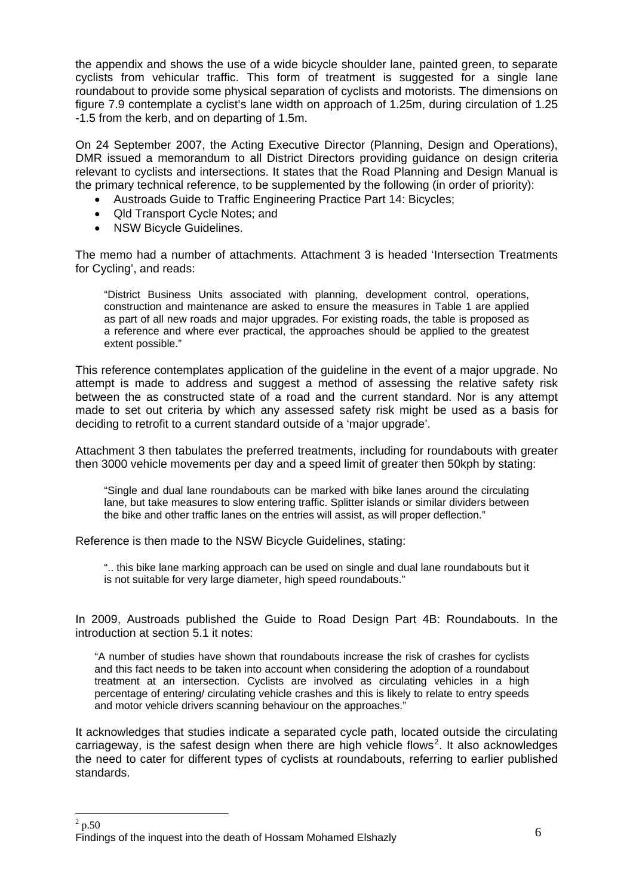the appendix and shows the use of a wide bicycle shoulder lane, painted green, to separate cyclists from vehicular traffic. This form of treatment is suggested for a single lane roundabout to provide some physical separation of cyclists and motorists. The dimensions on figure 7.9 contemplate a cyclist's lane width on approach of 1.25m, during circulation of 1.25 -1.5 from the kerb, and on departing of 1.5m.

On 24 September 2007, the Acting Executive Director (Planning, Design and Operations), DMR issued a memorandum to all District Directors providing guidance on design criteria relevant to cyclists and intersections. It states that the Road Planning and Design Manual is the primary technical reference, to be supplemented by the following (in order of priority):

- Austroads Guide to Traffic Engineering Practice Part 14: Bicycles;
- Qld Transport Cycle Notes; and
- NSW Bicycle Guidelines.

The memo had a number of attachments. Attachment 3 is headed 'Intersection Treatments for Cycling', and reads:

> "District Business Units associated with planning, development control, operations, construction and maintenance are asked to ensure the measures in Table 1 are applied as part of all new roads and major upgrades. For existing roads, the table is proposed as a reference and where ever practical, the approaches should be applied to the greatest extent possible."

This reference contemplates application of the guideline in the event of a major upgrade. No attempt is made to address and suggest a method of assessing the relative safety risk between the as constructed state of a road and the current standard. Nor is any attempt made to set out criteria by which any assessed safety risk might be used as a basis for deciding to retrofit to a current standard outside of a 'major upgrade'.

Attachment 3 then tabulates the preferred treatments, including for roundabouts with greater then 3000 vehicle movements per day and a speed limit of greater then 50kph by stating:

> "Single and dual lane roundabouts can be marked with bike lanes around the circulating lane, but take measures to slow entering traffic. Splitter islands or similar dividers between the bike and other traffic lanes on the entries will assist, as will proper deflection."

Reference is then made to the NSW Bicycle Guidelines, stating:

> ".. this bike lane marking approach can be used on single and dual lane roundabouts but it is not suitable for very large diameter, high speed roundabouts."

In 2009, Austroads published the Guide to Road Design Part 4B: Roundabouts. In the introduction at section 5.1 it notes:

> "A number of studies have shown that roundabouts increase the risk of crashes for cyclists and this fact needs to be taken into account when considering the adoption of a roundabout treatment at an intersection. Cyclists are involved as circulating vehicles in a high percentage of entering/ circulating vehicle crashes and this is likely to relate to entry speeds and motor vehicle drivers scanning behaviour on the approaches."

It acknowledges that studies indicate a separated cycle path, located outside the circulating carriageway, is the safest design when there are high vehicle flows[2]. It also acknowledges the need to cater for different types of cyclists at roundabouts, referring to earlier published standards.

[2] p.50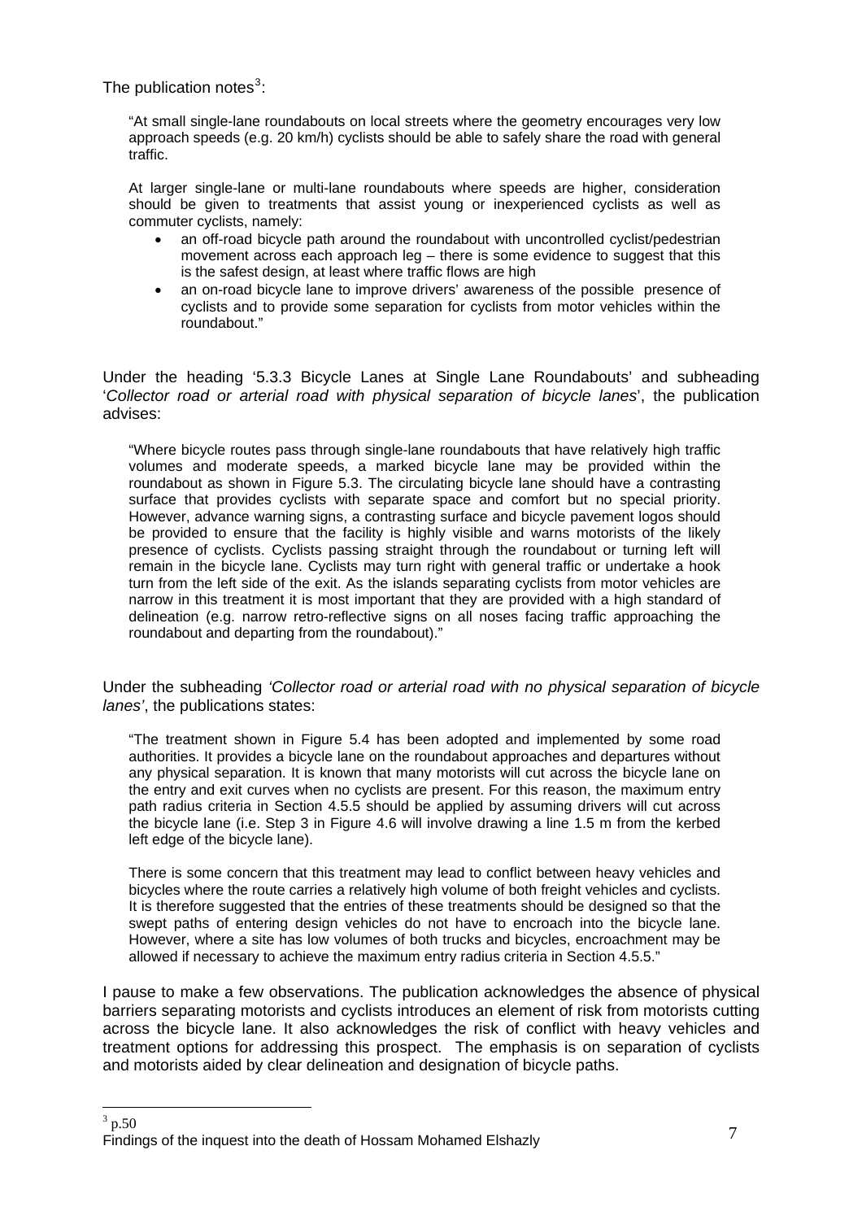The publication notes[3]:

> "At small single-lane roundabouts on local streets where the geometry encourages very low approach speeds (e.g. 20 km/h) cyclists should be able to safely share the road with general traffic.
>
> At larger single-lane or multi-lane roundabouts where speeds are higher, consideration should be given to treatments that assist young or inexperienced cyclists as well as commuter cyclists, namely:
>
> - an off-road bicycle path around the roundabout with uncontrolled cyclist/pedestrian movement across each approach leg – there is some evidence to suggest that this is the safest design, at least where traffic flows are high
> - an on-road bicycle lane to improve drivers' awareness of the possible presence of cyclists and to provide some separation for cyclists from motor vehicles within the roundabout."

Under the heading '5.3.3 Bicycle Lanes at Single Lane Roundabouts' and subheading '*Collector road or arterial road with physical separation of bicycle lanes*', the publication advises:

> "Where bicycle routes pass through single-lane roundabouts that have relatively high traffic volumes and moderate speeds, a marked bicycle lane may be provided within the roundabout as shown in Figure 5.3. The circulating bicycle lane should have a contrasting surface that provides cyclists with separate space and comfort but no special priority. However, advance warning signs, a contrasting surface and bicycle pavement logos should be provided to ensure that the facility is highly visible and warns motorists of the likely presence of cyclists. Cyclists passing straight through the roundabout or turning left will remain in the bicycle lane. Cyclists may turn right with general traffic or undertake a hook turn from the left side of the exit. As the islands separating cyclists from motor vehicles are narrow in this treatment it is most important that they are provided with a high standard of delineation (e.g. narrow retro-reflective signs on all noses facing traffic approaching the roundabout and departing from the roundabout)."

Under the subheading *'Collector road or arterial road with no physical separation of bicycle lanes'*, the publications states:

> "The treatment shown in Figure 5.4 has been adopted and implemented by some road authorities. It provides a bicycle lane on the roundabout approaches and departures without any physical separation. It is known that many motorists will cut across the bicycle lane on the entry and exit curves when no cyclists are present. For this reason, the maximum entry path radius criteria in Section 4.5.5 should be applied by assuming drivers will cut across the bicycle lane (i.e. Step 3 in Figure 4.6 will involve drawing a line 1.5 m from the kerbed left edge of the bicycle lane).
>
> There is some concern that this treatment may lead to conflict between heavy vehicles and bicycles where the route carries a relatively high volume of both freight vehicles and cyclists. It is therefore suggested that the entries of these treatments should be designed so that the swept paths of entering design vehicles do not have to encroach into the bicycle lane. However, where a site has low volumes of both trucks and bicycles, encroachment may be allowed if necessary to achieve the maximum entry radius criteria in Section 4.5.5."

I pause to make a few observations. The publication acknowledges the absence of physical barriers separating motorists and cyclists introduces an element of risk from motorists cutting across the bicycle lane. It also acknowledges the risk of conflict with heavy vehicles and treatment options for addressing this prospect. The emphasis is on separation of cyclists and motorists aided by clear delineation and designation of bicycle paths.

---

[3] p.50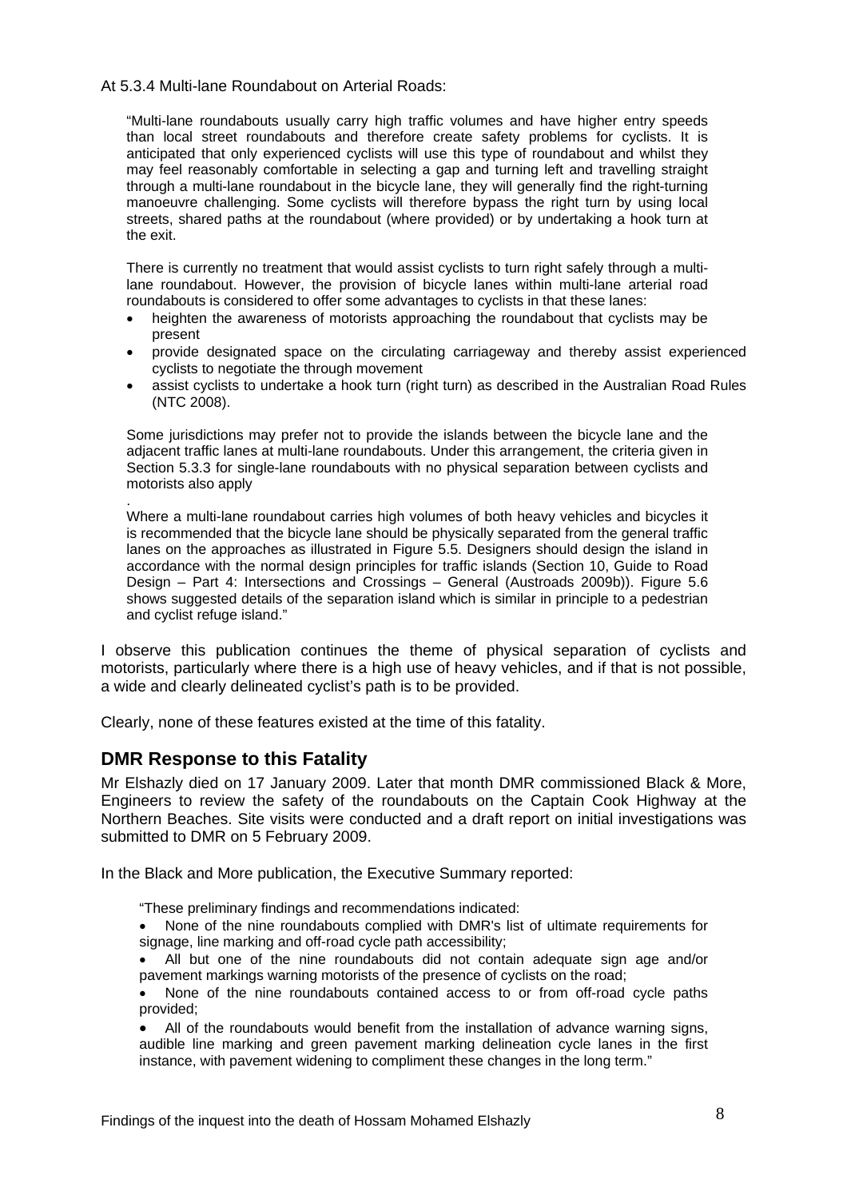At 5.3.4 Multi-lane Roundabout on Arterial Roads:

> "Multi-lane roundabouts usually carry high traffic volumes and have higher entry speeds than local street roundabouts and therefore create safety problems for cyclists. It is anticipated that only experienced cyclists will use this type of roundabout and whilst they may feel reasonably comfortable in selecting a gap and turning left and travelling straight through a multi-lane roundabout in the bicycle lane, they will generally find the right-turning manoeuvre challenging. Some cyclists will therefore bypass the right turn by using local streets, shared paths at the roundabout (where provided) or by undertaking a hook turn at the exit.
>
> There is currently no treatment that would assist cyclists to turn right safely through a multi-lane roundabout. However, the provision of bicycle lanes within multi-lane arterial road roundabouts is considered to offer some advantages to cyclists in that these lanes:
>
> - heighten the awareness of motorists approaching the roundabout that cyclists may be present
> - provide designated space on the circulating carriageway and thereby assist experienced cyclists to negotiate the through movement
> - assist cyclists to undertake a hook turn (right turn) as described in the Australian Road Rules (NTC 2008).
>
> Some jurisdictions may prefer not to provide the islands between the bicycle lane and the adjacent traffic lanes at multi-lane roundabouts. Under this arrangement, the criteria given in Section 5.3.3 for single-lane roundabouts with no physical separation between cyclists and motorists also apply
>
> .
>
> Where a multi-lane roundabout carries high volumes of both heavy vehicles and bicycles it is recommended that the bicycle lane should be physically separated from the general traffic lanes on the approaches as illustrated in Figure 5.5. Designers should design the island in accordance with the normal design principles for traffic islands (Section 10, Guide to Road Design – Part 4: Intersections and Crossings – General (Austroads 2009b)). Figure 5.6 shows suggested details of the separation island which is similar in principle to a pedestrian and cyclist refuge island."

I observe this publication continues the theme of physical separation of cyclists and motorists, particularly where there is a high use of heavy vehicles, and if that is not possible, a wide and clearly delineated cyclist's path is to be provided.

Clearly, none of these features existed at the time of this fatality.

## DMR Response to this Fatality

Mr Elshazly died on 17 January 2009. Later that month DMR commissioned Black & More, Engineers to review the safety of the roundabouts on the Captain Cook Highway at the Northern Beaches. Site visits were conducted and a draft report on initial investigations was submitted to DMR on 5 February 2009.

In the Black and More publication, the Executive Summary reported:

> "These preliminary findings and recommendations indicated:
>
> - None of the nine roundabouts complied with DMR's list of ultimate requirements for signage, line marking and off-road cycle path accessibility;
> - All but one of the nine roundabouts did not contain adequate sign age and/or pavement markings warning motorists of the presence of cyclists on the road;
> - None of the nine roundabouts contained access to or from off-road cycle paths provided;
> - All of the roundabouts would benefit from the installation of advance warning signs, audible line marking and green pavement marking delineation cycle lanes in the first instance, with pavement widening to compliment these changes in the long term."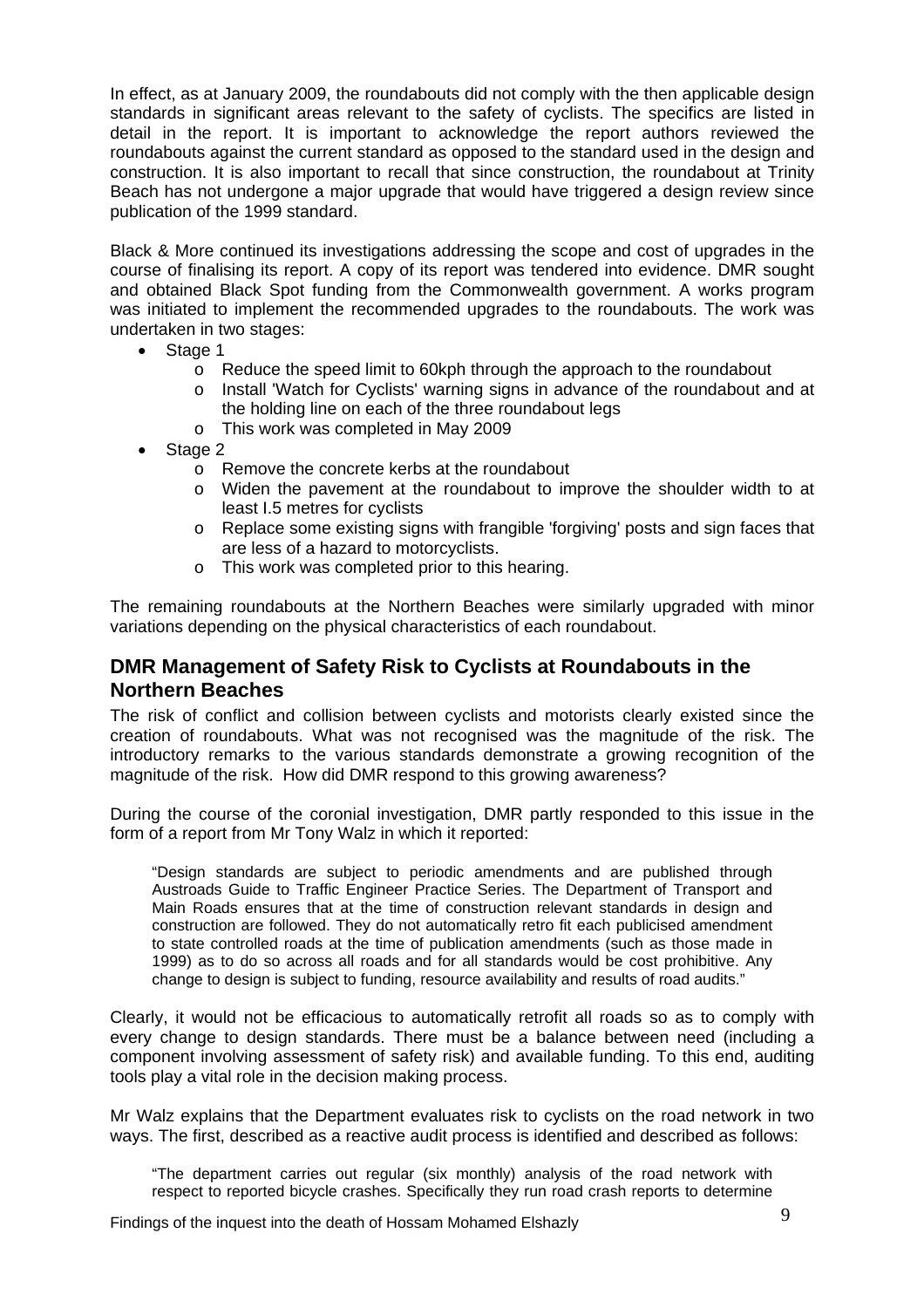In effect, as at January 2009, the roundabouts did not comply with the then applicable design standards in significant areas relevant to the safety of cyclists. The specifics are listed in detail in the report. It is important to acknowledge the report authors reviewed the roundabouts against the current standard as opposed to the standard used in the design and construction. It is also important to recall that since construction, the roundabout at Trinity Beach has not undergone a major upgrade that would have triggered a design review since publication of the 1999 standard.

Black & More continued its investigations addressing the scope and cost of upgrades in the course of finalising its report. A copy of its report was tendered into evidence. DMR sought and obtained Black Spot funding from the Commonwealth government. A works program was initiated to implement the recommended upgrades to the roundabouts. The work was undertaken in two stages:

- Stage 1
  - Reduce the speed limit to 60kph through the approach to the roundabout
  - Install 'Watch for Cyclists' warning signs in advance of the roundabout and at the holding line on each of the three roundabout legs
  - This work was completed in May 2009
- Stage 2
  - Remove the concrete kerbs at the roundabout
  - Widen the pavement at the roundabout to improve the shoulder width to at least I.5 metres for cyclists
  - Replace some existing signs with frangible 'forgiving' posts and sign faces that are less of a hazard to motorcyclists.
  - This work was completed prior to this hearing.

The remaining roundabouts at the Northern Beaches were similarly upgraded with minor variations depending on the physical characteristics of each roundabout.

## DMR Management of Safety Risk to Cyclists at Roundabouts in the Northern Beaches

The risk of conflict and collision between cyclists and motorists clearly existed since the creation of roundabouts. What was not recognised was the magnitude of the risk. The introductory remarks to the various standards demonstrate a growing recognition of the magnitude of the risk. How did DMR respond to this growing awareness?

During the course of the coronial investigation, DMR partly responded to this issue in the form of a report from Mr Tony Walz in which it reported:

> "Design standards are subject to periodic amendments and are published through Austroads Guide to Traffic Engineer Practice Series. The Department of Transport and Main Roads ensures that at the time of construction relevant standards in design and construction are followed. They do not automatically retro fit each publicised amendment to state controlled roads at the time of publication amendments (such as those made in 1999) as to do so across all roads and for all standards would be cost prohibitive. Any change to design is subject to funding, resource availability and results of road audits."

Clearly, it would not be efficacious to automatically retrofit all roads so as to comply with every change to design standards. There must be a balance between need (including a component involving assessment of safety risk) and available funding. To this end, auditing tools play a vital role in the decision making process.

Mr Walz explains that the Department evaluates risk to cyclists on the road network in two ways. The first, described as a reactive audit process is identified and described as follows:

> "The department carries out regular (six monthly) analysis of the road network with respect to reported bicycle crashes. Specifically they run road crash reports to determine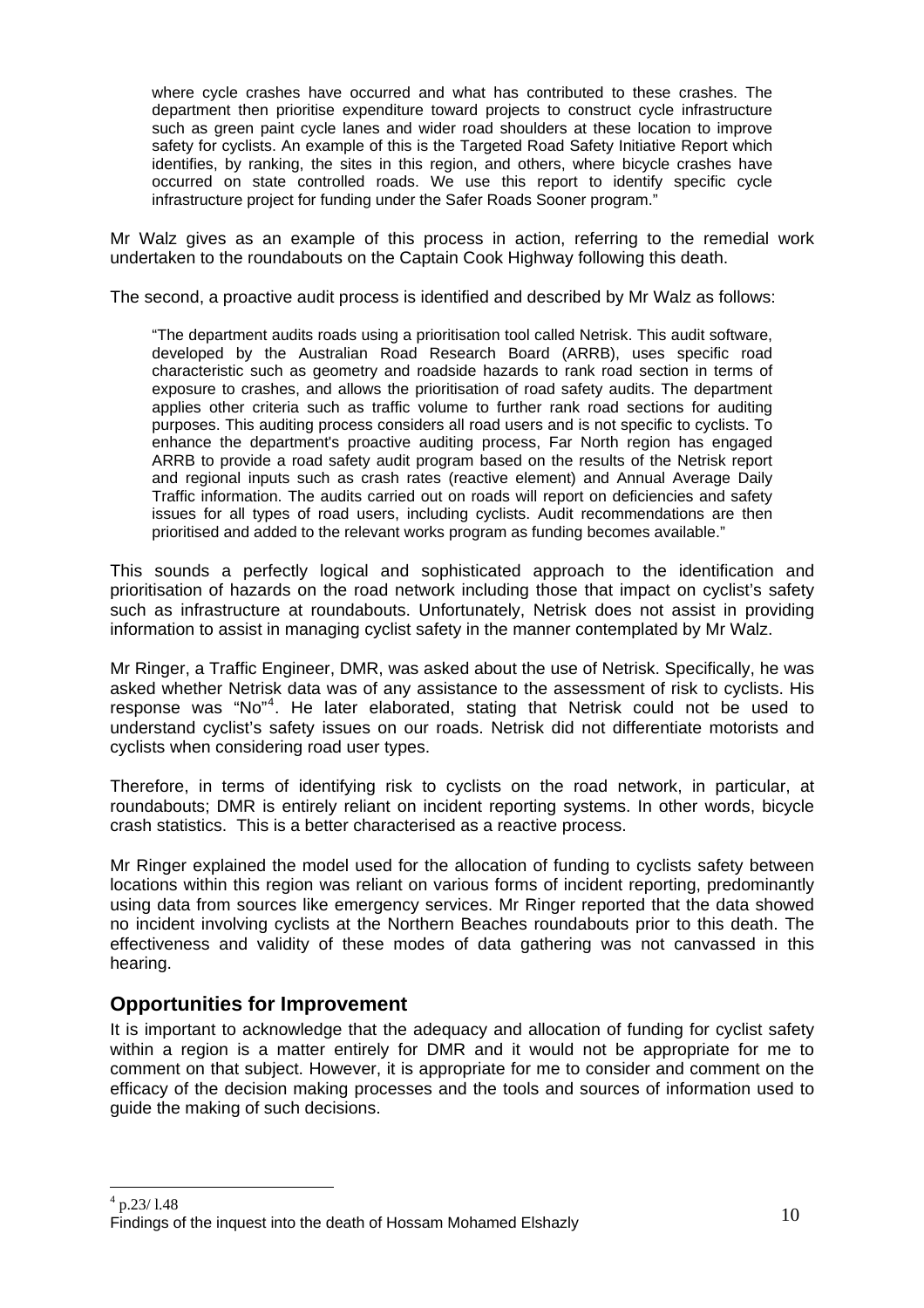> where cycle crashes have occurred and what has contributed to these crashes. The department then prioritise expenditure toward projects to construct cycle infrastructure such as green paint cycle lanes and wider road shoulders at these location to improve safety for cyclists. An example of this is the Targeted Road Safety Initiative Report which identifies, by ranking, the sites in this region, and others, where bicycle crashes have occurred on state controlled roads. We use this report to identify specific cycle infrastructure project for funding under the Safer Roads Sooner program."

Mr Walz gives as an example of this process in action, referring to the remedial work undertaken to the roundabouts on the Captain Cook Highway following this death.

The second, a proactive audit process is identified and described by Mr Walz as follows:

> "The department audits roads using a prioritisation tool called Netrisk. This audit software, developed by the Australian Road Research Board (ARRB), uses specific road characteristic such as geometry and roadside hazards to rank road section in terms of exposure to crashes, and allows the prioritisation of road safety audits. The department applies other criteria such as traffic volume to further rank road sections for auditing purposes. This auditing process considers all road users and is not specific to cyclists. To enhance the department's proactive auditing process, Far North region has engaged ARRB to provide a road safety audit program based on the results of the Netrisk report and regional inputs such as crash rates (reactive element) and Annual Average Daily Traffic information. The audits carried out on roads will report on deficiencies and safety issues for all types of road users, including cyclists. Audit recommendations are then prioritised and added to the relevant works program as funding becomes available."

This sounds a perfectly logical and sophisticated approach to the identification and prioritisation of hazards on the road network including those that impact on cyclist's safety such as infrastructure at roundabouts. Unfortunately, Netrisk does not assist in providing information to assist in managing cyclist safety in the manner contemplated by Mr Walz.

Mr Ringer, a Traffic Engineer, DMR, was asked about the use of Netrisk. Specifically, he was asked whether Netrisk data was of any assistance to the assessment of risk to cyclists. His response was "No"[4]. He later elaborated, stating that Netrisk could not be used to understand cyclist's safety issues on our roads. Netrisk did not differentiate motorists and cyclists when considering road user types.

Therefore, in terms of identifying risk to cyclists on the road network, in particular, at roundabouts; DMR is entirely reliant on incident reporting systems. In other words, bicycle crash statistics. This is a better characterised as a reactive process.

Mr Ringer explained the model used for the allocation of funding to cyclists safety between locations within this region was reliant on various forms of incident reporting, predominantly using data from sources like emergency services. Mr Ringer reported that the data showed no incident involving cyclists at the Northern Beaches roundabouts prior to this death. The effectiveness and validity of these modes of data gathering was not canvassed in this hearing.

## Opportunities for Improvement

It is important to acknowledge that the adequacy and allocation of funding for cyclist safety within a region is a matter entirely for DMR and it would not be appropriate for me to comment on that subject. However, it is appropriate for me to consider and comment on the efficacy of the decision making processes and the tools and sources of information used to guide the making of such decisions.

---

[4] p.23/ l.48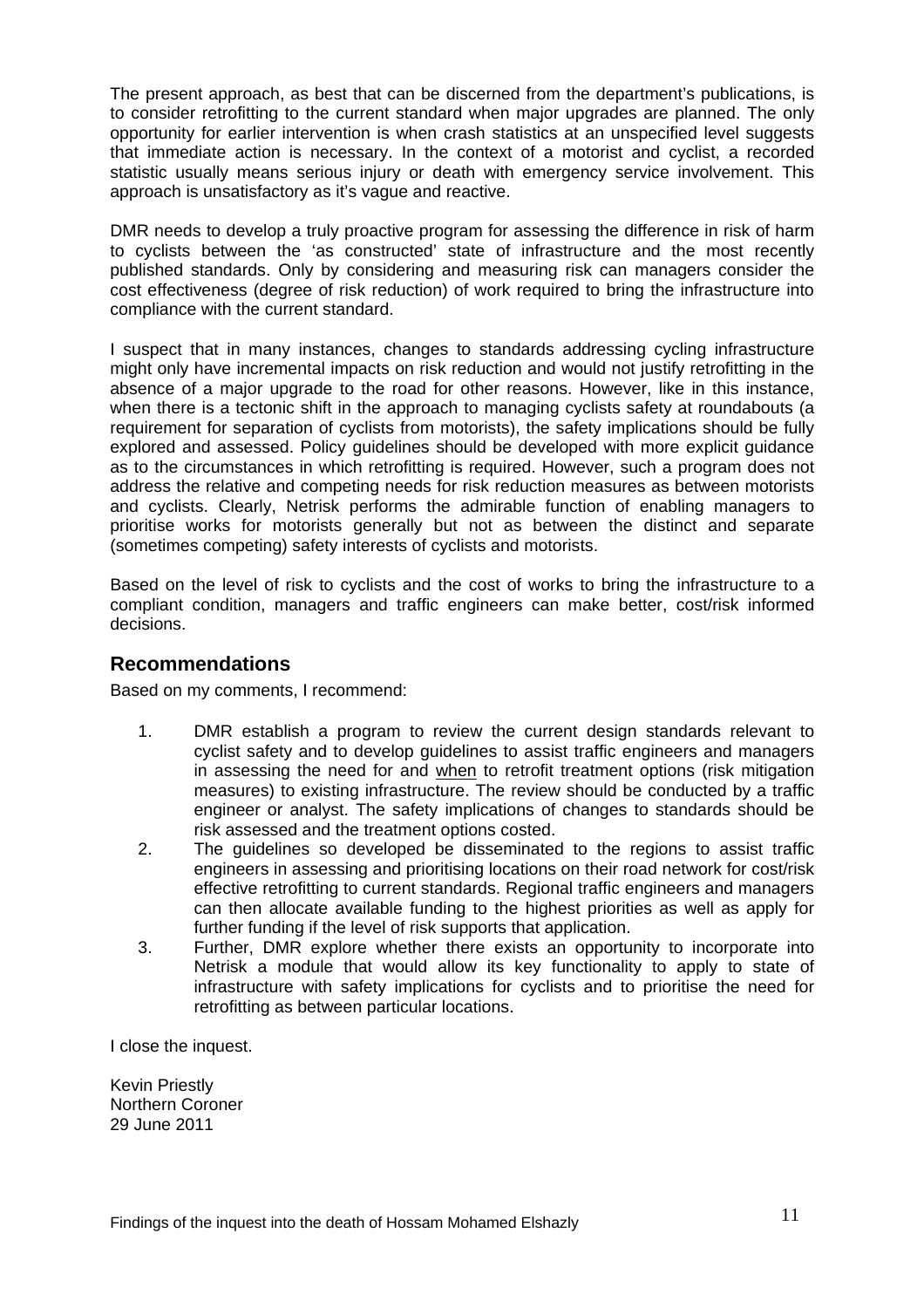The present approach, as best that can be discerned from the department's publications, is to consider retrofitting to the current standard when major upgrades are planned. The only opportunity for earlier intervention is when crash statistics at an unspecified level suggests that immediate action is necessary. In the context of a motorist and cyclist, a recorded statistic usually means serious injury or death with emergency service involvement. This approach is unsatisfactory as it's vague and reactive.

DMR needs to develop a truly proactive program for assessing the difference in risk of harm to cyclists between the 'as constructed' state of infrastructure and the most recently published standards. Only by considering and measuring risk can managers consider the cost effectiveness (degree of risk reduction) of work required to bring the infrastructure into compliance with the current standard.

I suspect that in many instances, changes to standards addressing cycling infrastructure might only have incremental impacts on risk reduction and would not justify retrofitting in the absence of a major upgrade to the road for other reasons. However, like in this instance, when there is a tectonic shift in the approach to managing cyclists safety at roundabouts (a requirement for separation of cyclists from motorists), the safety implications should be fully explored and assessed. Policy guidelines should be developed with more explicit guidance as to the circumstances in which retrofitting is required. However, such a program does not address the relative and competing needs for risk reduction measures as between motorists and cyclists. Clearly, Netrisk performs the admirable function of enabling managers to prioritise works for motorists generally but not as between the distinct and separate (sometimes competing) safety interests of cyclists and motorists.

Based on the level of risk to cyclists and the cost of works to bring the infrastructure to a compliant condition, managers and traffic engineers can make better, cost/risk informed decisions.

## Recommendations

Based on my comments, I recommend:

1. DMR establish a program to review the current design standards relevant to cyclist safety and to develop guidelines to assist traffic engineers and managers in assessing the need for and when to retrofit treatment options (risk mitigation measures) to existing infrastructure. The review should be conducted by a traffic engineer or analyst. The safety implications of changes to standards should be risk assessed and the treatment options costed.
2. The guidelines so developed be disseminated to the regions to assist traffic engineers in assessing and prioritising locations on their road network for cost/risk effective retrofitting to current standards. Regional traffic engineers and managers can then allocate available funding to the highest priorities as well as apply for further funding if the level of risk supports that application.
3. Further, DMR explore whether there exists an opportunity to incorporate into Netrisk a module that would allow its key functionality to apply to state of infrastructure with safety implications for cyclists and to prioritise the need for retrofitting as between particular locations.

I close the inquest.

Kevin Priestly
Northern Coroner
29 June 2011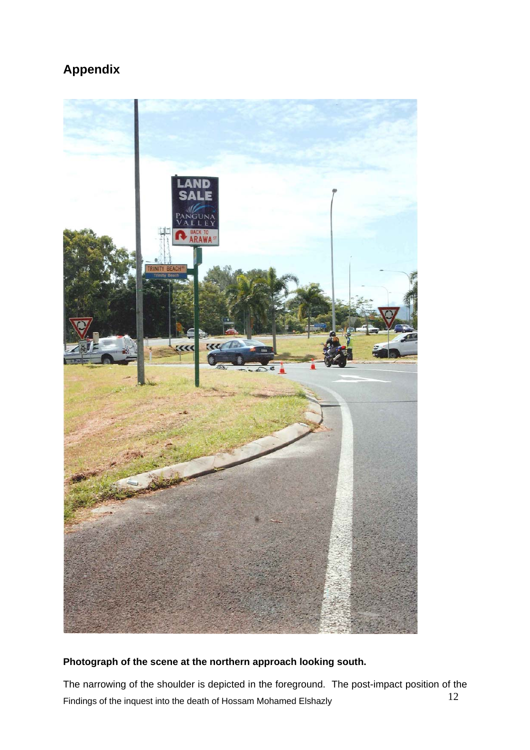## Appendix

**Photograph of the scene at the northern approach looking south.**

The narrowing of the shoulder is depicted in the foreground. The post-impact position of the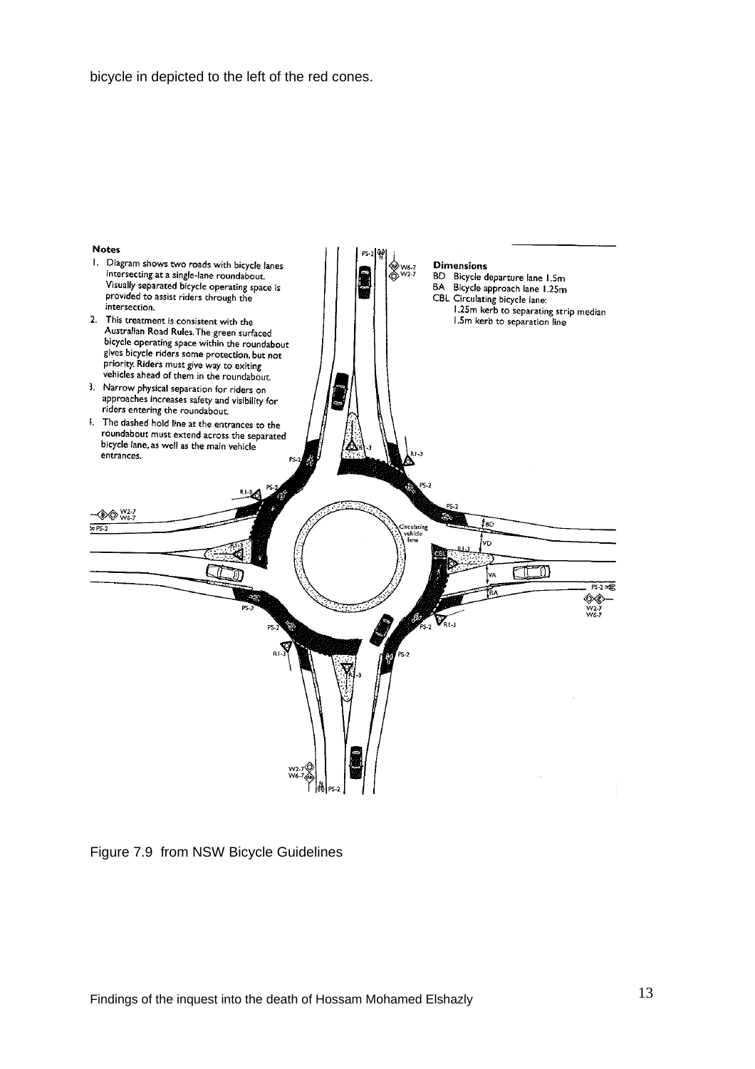bicycle in depicted to the left of the red cones.

**Notes**

1. Diagram shows two roads with bicycle lanes intersecting at a single-lane roundabout. Visually separated bicycle operating space is provided to assist riders through the intersection.
2. This treatment is consistent with the Australian Road Rules. The green surfaced bicycle operating space within the roundabout gives bicycle riders some protection, but not priority. Riders must give way to exiting vehicles ahead of them in the roundabout.
3. Narrow physical separation for riders on approaches increases safety and visibility for riders entering the roundabout.
4. The dashed hold line at the entrances to the roundabout must extend across the separated bicycle lane, as well as the main vehicle entrances.

**Dimensions**

BD Bicycle departure lane 1.5m
BA Bicycle approach lane 1.25m
CBL Circulating bicycle lane:
1.25m kerb to separating strip median
1.5m kerb to separation line

Figure 7.9 from NSW Bicycle Guidelines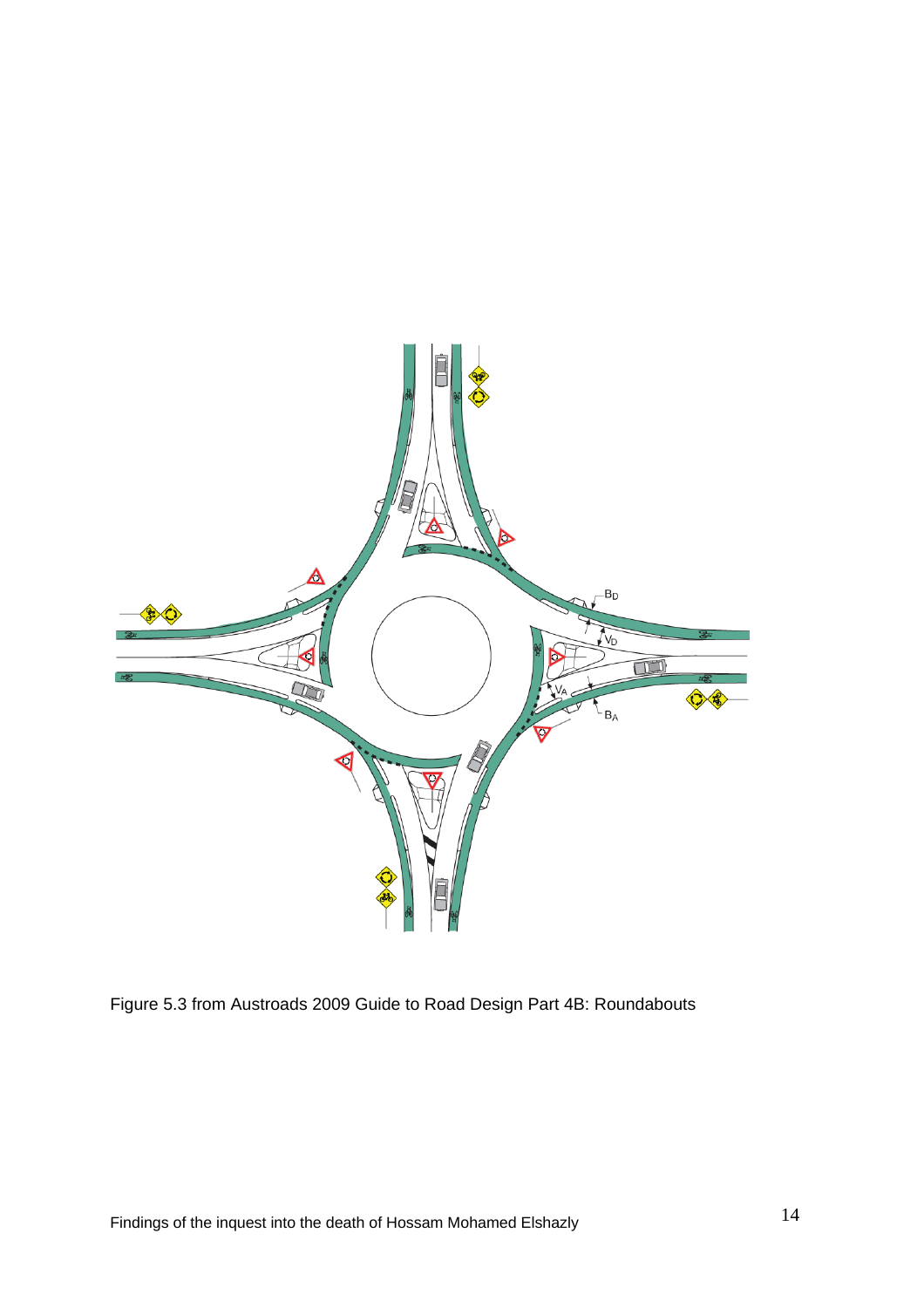Figure 5.3 from Austroads 2009 Guide to Road Design Part 4B: Roundabouts